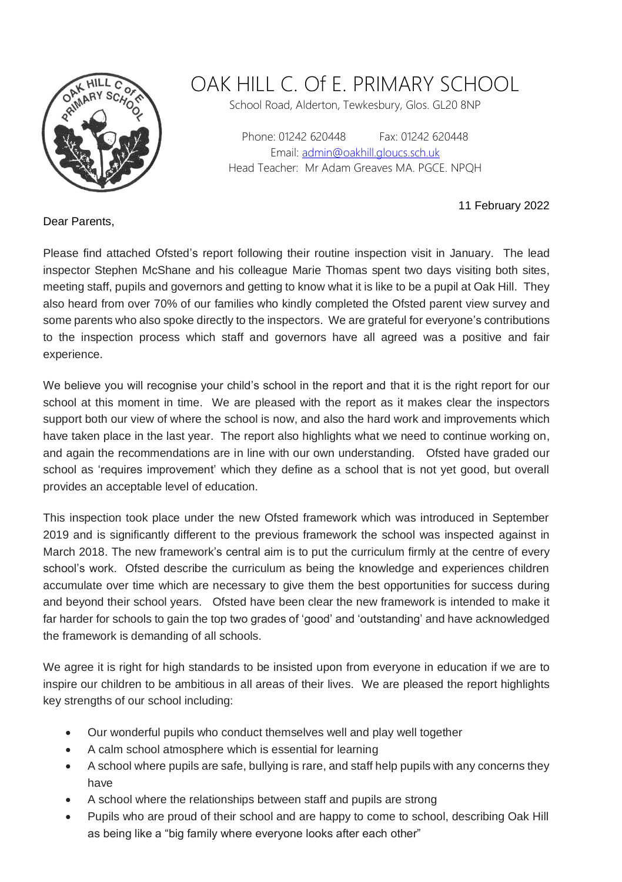# OAK HILL C. Of E. PRIMARY SCHOOL

School Road, Alderton, Tewkesbury, Glos. GL20 8NP

Phone: 01242 620448 Fax: 01242 620448
Email: admin@oakhill.gloucs.sch.uk
Head Teacher: Mr Adam Greaves MA. PGCE. NPQH

11 February 2022

Dear Parents,

Please find attached Ofsted's report following their routine inspection visit in January. The lead inspector Stephen McShane and his colleague Marie Thomas spent two days visiting both sites, meeting staff, pupils and governors and getting to know what it is like to be a pupil at Oak Hill. They also heard from over 70% of our families who kindly completed the Ofsted parent view survey and some parents who also spoke directly to the inspectors. We are grateful for everyone's contributions to the inspection process which staff and governors have all agreed was a positive and fair experience.

We believe you will recognise your child's school in the report and that it is the right report for our school at this moment in time. We are pleased with the report as it makes clear the inspectors support both our view of where the school is now, and also the hard work and improvements which have taken place in the last year. The report also highlights what we need to continue working on, and again the recommendations are in line with our own understanding. Ofsted have graded our school as 'requires improvement' which they define as a school that is not yet good, but overall provides an acceptable level of education.

This inspection took place under the new Ofsted framework which was introduced in September 2019 and is significantly different to the previous framework the school was inspected against in March 2018. The new framework's central aim is to put the curriculum firmly at the centre of every school's work. Ofsted describe the curriculum as being the knowledge and experiences children accumulate over time which are necessary to give them the best opportunities for success during and beyond their school years. Ofsted have been clear the new framework is intended to make it far harder for schools to gain the top two grades of 'good' and 'outstanding' and have acknowledged the framework is demanding of all schools.

We agree it is right for high standards to be insisted upon from everyone in education if we are to inspire our children to be ambitious in all areas of their lives. We are pleased the report highlights key strengths of our school including:

- Our wonderful pupils who conduct themselves well and play well together
- A calm school atmosphere which is essential for learning
- A school where pupils are safe, bullying is rare, and staff help pupils with any concerns they have
- A school where the relationships between staff and pupils are strong
- Pupils who are proud of their school and are happy to come to school, describing Oak Hill as being like a "big family where everyone looks after each other"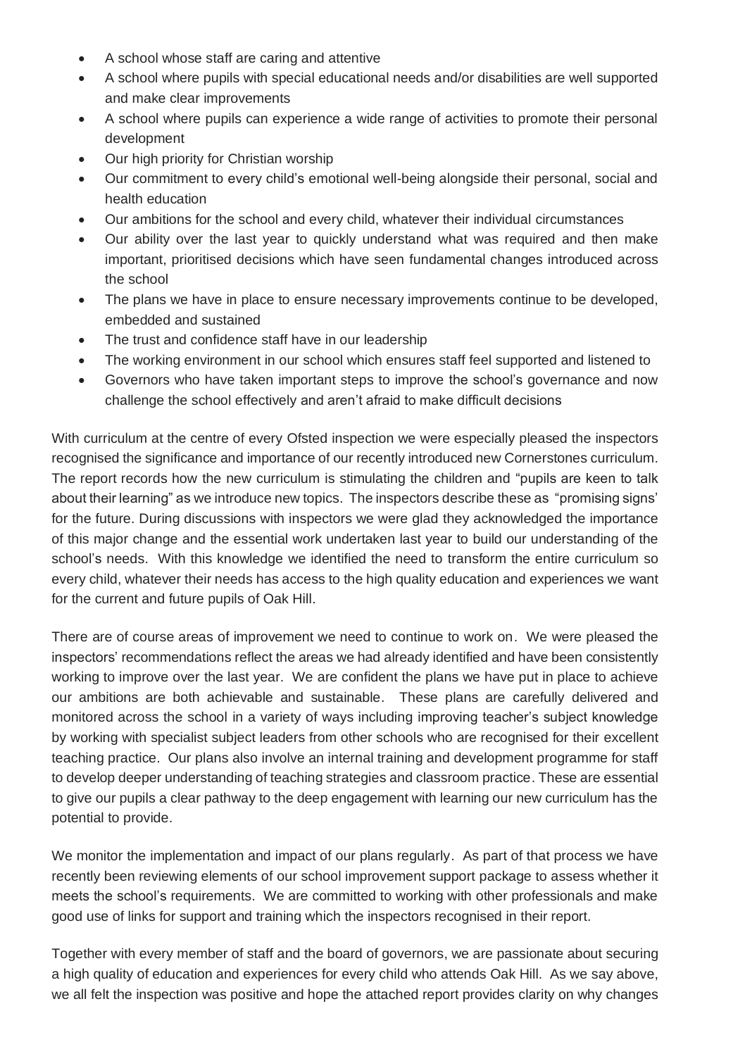- A school whose staff are caring and attentive
- A school where pupils with special educational needs and/or disabilities are well supported and make clear improvements
- A school where pupils can experience a wide range of activities to promote their personal development
- Our high priority for Christian worship
- Our commitment to every child's emotional well-being alongside their personal, social and health education
- Our ambitions for the school and every child, whatever their individual circumstances
- Our ability over the last year to quickly understand what was required and then make important, prioritised decisions which have seen fundamental changes introduced across the school
- The plans we have in place to ensure necessary improvements continue to be developed, embedded and sustained
- The trust and confidence staff have in our leadership
- The working environment in our school which ensures staff feel supported and listened to
- Governors who have taken important steps to improve the school's governance and now challenge the school effectively and aren't afraid to make difficult decisions

With curriculum at the centre of every Ofsted inspection we were especially pleased the inspectors recognised the significance and importance of our recently introduced new Cornerstones curriculum. The report records how the new curriculum is stimulating the children and "pupils are keen to talk about their learning" as we introduce new topics. The inspectors describe these as "promising signs' for the future. During discussions with inspectors we were glad they acknowledged the importance of this major change and the essential work undertaken last year to build our understanding of the school's needs. With this knowledge we identified the need to transform the entire curriculum so every child, whatever their needs has access to the high quality education and experiences we want for the current and future pupils of Oak Hill.

There are of course areas of improvement we need to continue to work on. We were pleased the inspectors' recommendations reflect the areas we had already identified and have been consistently working to improve over the last year. We are confident the plans we have put in place to achieve our ambitions are both achievable and sustainable. These plans are carefully delivered and monitored across the school in a variety of ways including improving teacher's subject knowledge by working with specialist subject leaders from other schools who are recognised for their excellent teaching practice. Our plans also involve an internal training and development programme for staff to develop deeper understanding of teaching strategies and classroom practice. These are essential to give our pupils a clear pathway to the deep engagement with learning our new curriculum has the potential to provide.

We monitor the implementation and impact of our plans regularly. As part of that process we have recently been reviewing elements of our school improvement support package to assess whether it meets the school's requirements. We are committed to working with other professionals and make good use of links for support and training which the inspectors recognised in their report.

Together with every member of staff and the board of governors, we are passionate about securing a high quality of education and experiences for every child who attends Oak Hill. As we say above, we all felt the inspection was positive and hope the attached report provides clarity on why changes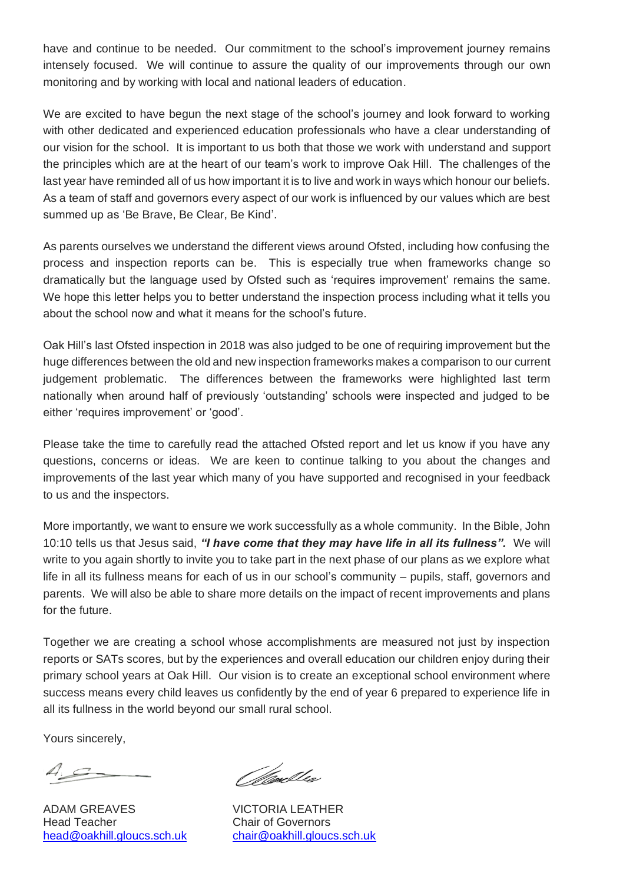have and continue to be needed. Our commitment to the school's improvement journey remains intensely focused. We will continue to assure the quality of our improvements through our own monitoring and by working with local and national leaders of education.

We are excited to have begun the next stage of the school's journey and look forward to working with other dedicated and experienced education professionals who have a clear understanding of our vision for the school. It is important to us both that those we work with understand and support the principles which are at the heart of our team's work to improve Oak Hill. The challenges of the last year have reminded all of us how important it is to live and work in ways which honour our beliefs. As a team of staff and governors every aspect of our work is influenced by our values which are best summed up as 'Be Brave, Be Clear, Be Kind'.

As parents ourselves we understand the different views around Ofsted, including how confusing the process and inspection reports can be. This is especially true when frameworks change so dramatically but the language used by Ofsted such as 'requires improvement' remains the same. We hope this letter helps you to better understand the inspection process including what it tells you about the school now and what it means for the school's future.

Oak Hill's last Ofsted inspection in 2018 was also judged to be one of requiring improvement but the huge differences between the old and new inspection frameworks makes a comparison to our current judgement problematic. The differences between the frameworks were highlighted last term nationally when around half of previously 'outstanding' schools were inspected and judged to be either 'requires improvement' or 'good'.

Please take the time to carefully read the attached Ofsted report and let us know if you have any questions, concerns or ideas. We are keen to continue talking to you about the changes and improvements of the last year which many of you have supported and recognised in your feedback to us and the inspectors.

More importantly, we want to ensure we work successfully as a whole community. In the Bible, John 10:10 tells us that Jesus said, ***"I have come that they may have life in all its fullness".*** We will write to you again shortly to invite you to take part in the next phase of our plans as we explore what life in all its fullness means for each of us in our school's community – pupils, staff, governors and parents. We will also be able to share more details on the impact of recent improvements and plans for the future.

Together we are creating a school whose accomplishments are measured not just by inspection reports or SATs scores, but by the experiences and overall education our children enjoy during their primary school years at Oak Hill. Our vision is to create an exceptional school environment where success means every child leaves us confidently by the end of year 6 prepared to experience life in all its fullness in the world beyond our small rural school.

Yours sincerely,

| | |
|---|---|
| ADAM GREAVES | VICTORIA LEATHER |
| Head Teacher | Chair of Governors |
| head@oakhill.gloucs.sch.uk | chair@oakhill.gloucs.sch.uk |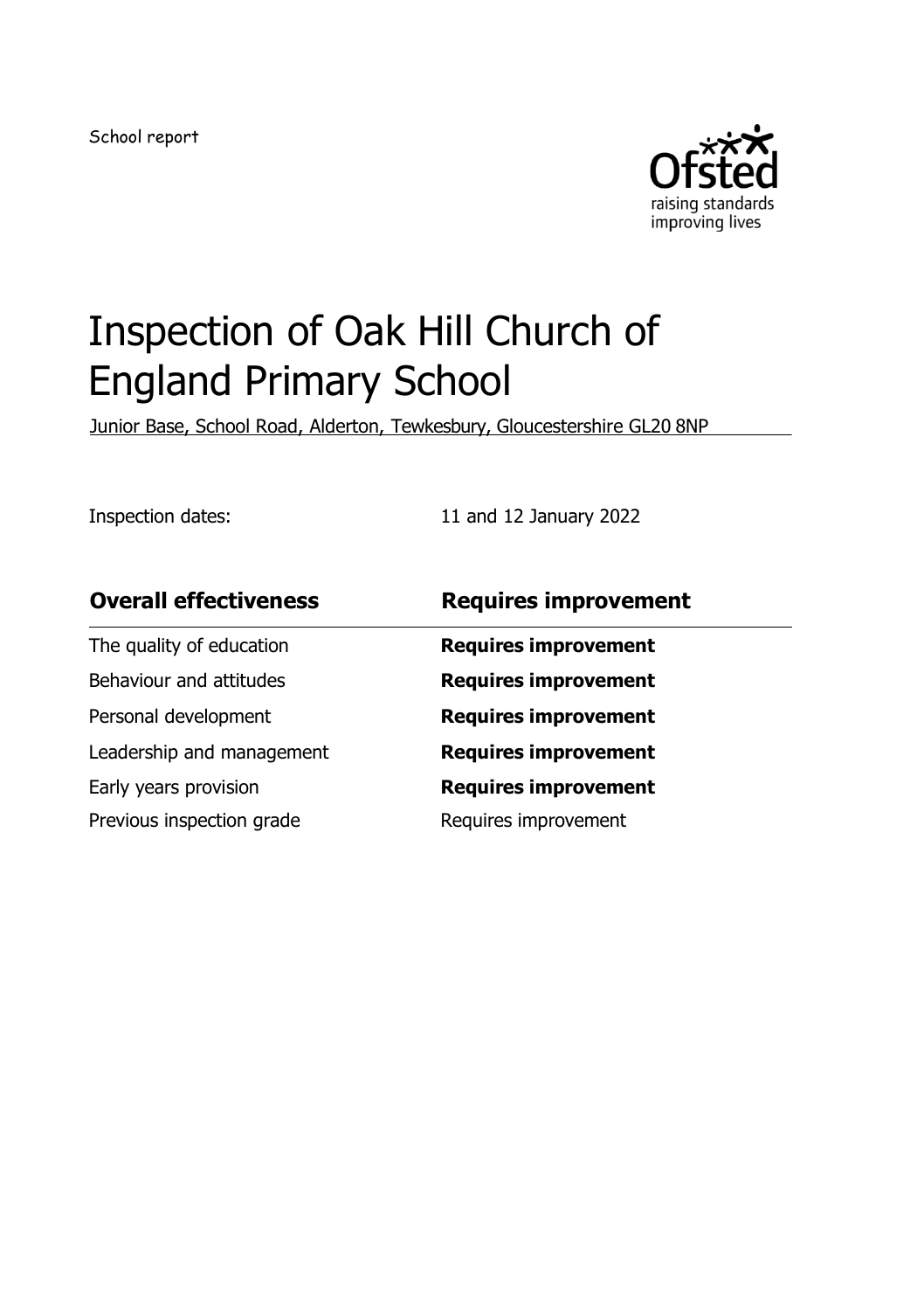School report

# Inspection of Oak Hill Church of England Primary School

Junior Base, School Road, Alderton, Tewkesbury, Gloucestershire GL20 8NP

Inspection dates: 11 and 12 January 2022

| **Overall effectiveness** | **Requires improvement** |
| --- | --- |
| The quality of education | **Requires improvement** |
| Behaviour and attitudes | **Requires improvement** |
| Personal development | **Requires improvement** |
| Leadership and management | **Requires improvement** |
| Early years provision | **Requires improvement** |
| Previous inspection grade | Requires improvement |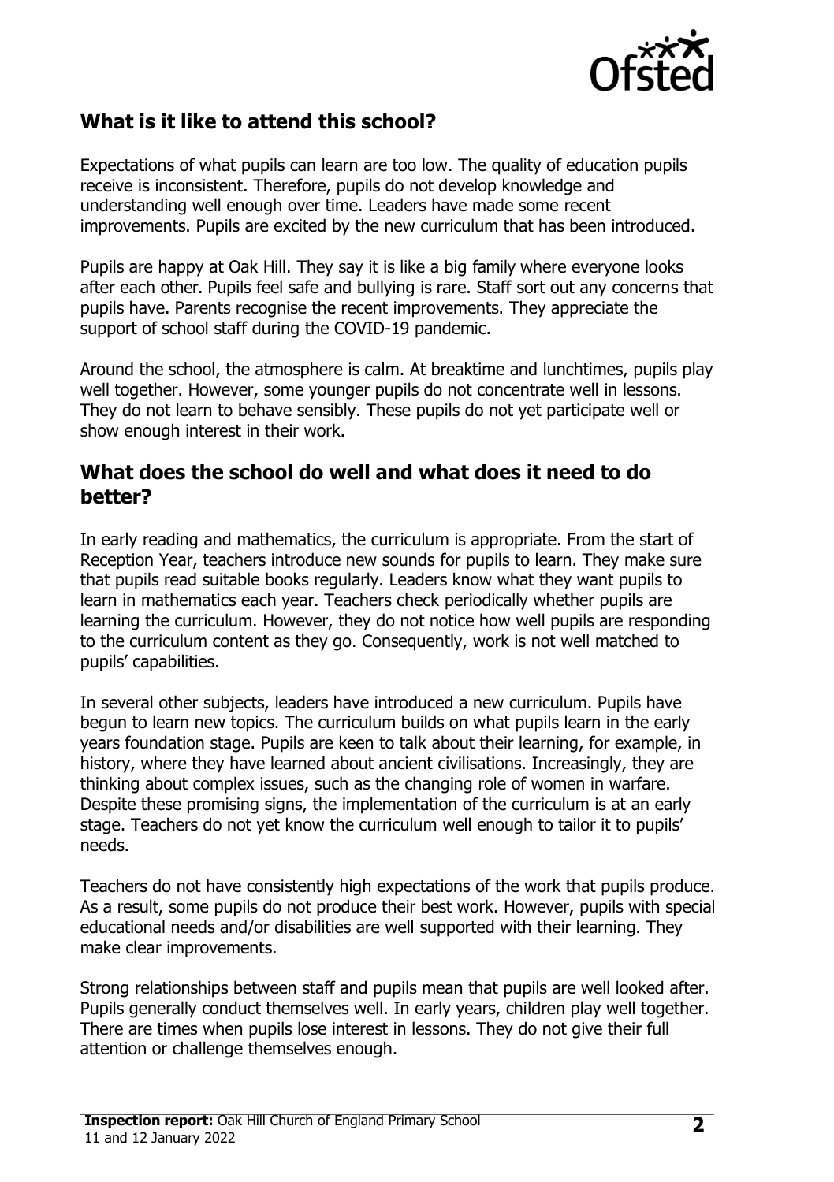## What is it like to attend this school?

Expectations of what pupils can learn are too low. The quality of education pupils receive is inconsistent. Therefore, pupils do not develop knowledge and understanding well enough over time. Leaders have made some recent improvements. Pupils are excited by the new curriculum that has been introduced.

Pupils are happy at Oak Hill. They say it is like a big family where everyone looks after each other. Pupils feel safe and bullying is rare. Staff sort out any concerns that pupils have. Parents recognise the recent improvements. They appreciate the support of school staff during the COVID-19 pandemic.

Around the school, the atmosphere is calm. At breaktime and lunchtimes, pupils play well together. However, some younger pupils do not concentrate well in lessons. They do not learn to behave sensibly. These pupils do not yet participate well or show enough interest in their work.

## What does the school do well and what does it need to do better?

In early reading and mathematics, the curriculum is appropriate. From the start of Reception Year, teachers introduce new sounds for pupils to learn. They make sure that pupils read suitable books regularly. Leaders know what they want pupils to learn in mathematics each year. Teachers check periodically whether pupils are learning the curriculum. However, they do not notice how well pupils are responding to the curriculum content as they go. Consequently, work is not well matched to pupils' capabilities.

In several other subjects, leaders have introduced a new curriculum. Pupils have begun to learn new topics. The curriculum builds on what pupils learn in the early years foundation stage. Pupils are keen to talk about their learning, for example, in history, where they have learned about ancient civilisations. Increasingly, they are thinking about complex issues, such as the changing role of women in warfare. Despite these promising signs, the implementation of the curriculum is at an early stage. Teachers do not yet know the curriculum well enough to tailor it to pupils' needs.

Teachers do not have consistently high expectations of the work that pupils produce. As a result, some pupils do not produce their best work. However, pupils with special educational needs and/or disabilities are well supported with their learning. They make clear improvements.

Strong relationships between staff and pupils mean that pupils are well looked after. Pupils generally conduct themselves well. In early years, children play well together. There are times when pupils lose interest in lessons. They do not give their full attention or challenge themselves enough.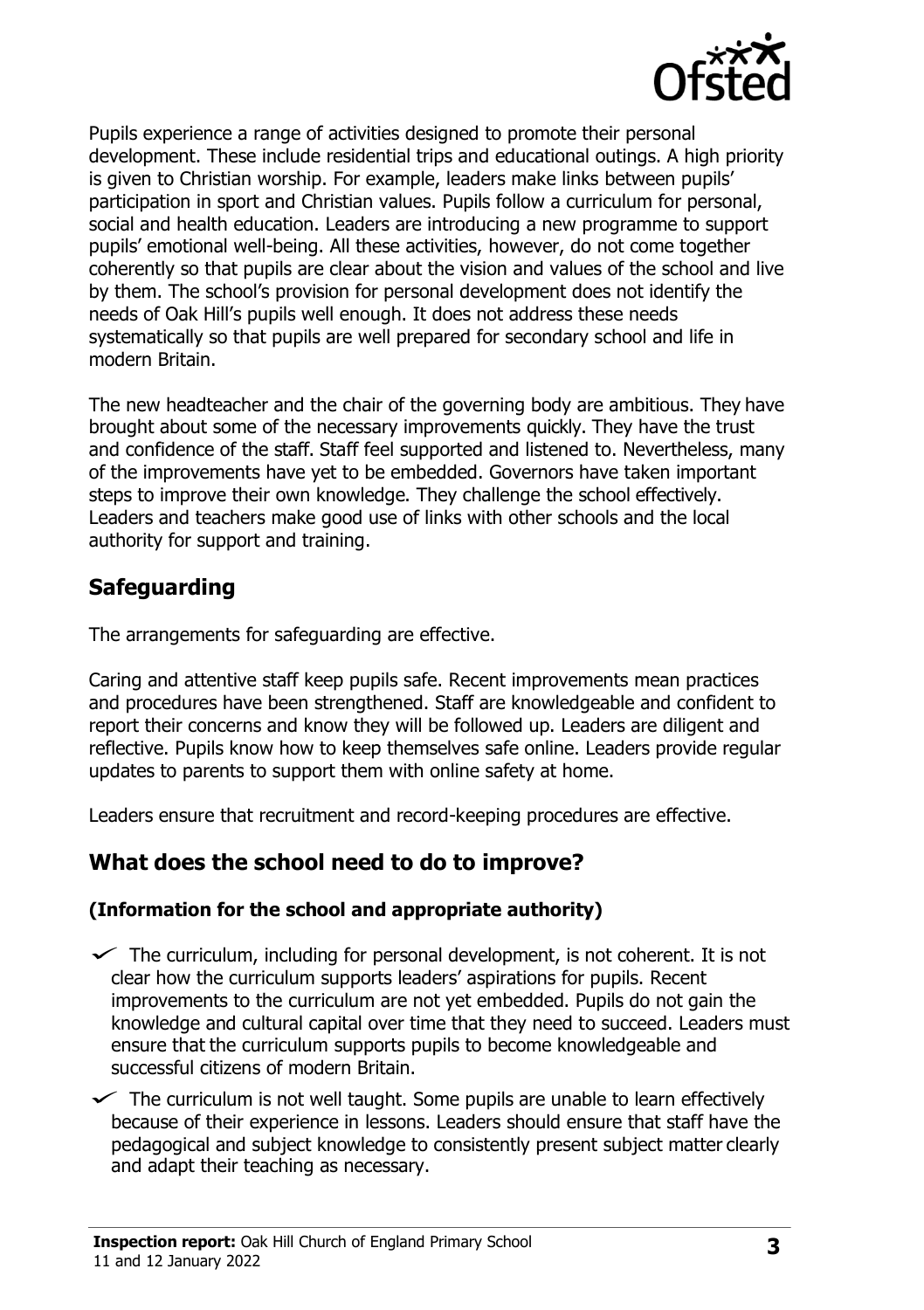Pupils experience a range of activities designed to promote their personal development. These include residential trips and educational outings. A high priority is given to Christian worship. For example, leaders make links between pupils' participation in sport and Christian values. Pupils follow a curriculum for personal, social and health education. Leaders are introducing a new programme to support pupils' emotional well-being. All these activities, however, do not come together coherently so that pupils are clear about the vision and values of the school and live by them. The school's provision for personal development does not identify the needs of Oak Hill's pupils well enough. It does not address these needs systematically so that pupils are well prepared for secondary school and life in modern Britain.

The new headteacher and the chair of the governing body are ambitious. They have brought about some of the necessary improvements quickly. They have the trust and confidence of the staff. Staff feel supported and listened to. Nevertheless, many of the improvements have yet to be embedded. Governors have taken important steps to improve their own knowledge. They challenge the school effectively. Leaders and teachers make good use of links with other schools and the local authority for support and training.

## Safeguarding

The arrangements for safeguarding are effective.

Caring and attentive staff keep pupils safe. Recent improvements mean practices and procedures have been strengthened. Staff are knowledgeable and confident to report their concerns and know they will be followed up. Leaders are diligent and reflective. Pupils know how to keep themselves safe online. Leaders provide regular updates to parents to support them with online safety at home.

Leaders ensure that recruitment and record-keeping procedures are effective.

## What does the school need to do to improve?

### (Information for the school and appropriate authority)

- The curriculum, including for personal development, is not coherent. It is not clear how the curriculum supports leaders' aspirations for pupils. Recent improvements to the curriculum are not yet embedded. Pupils do not gain the knowledge and cultural capital over time that they need to succeed. Leaders must ensure that the curriculum supports pupils to become knowledgeable and successful citizens of modern Britain.
- The curriculum is not well taught. Some pupils are unable to learn effectively because of their experience in lessons. Leaders should ensure that staff have the pedagogical and subject knowledge to consistently present subject matter clearly and adapt their teaching as necessary.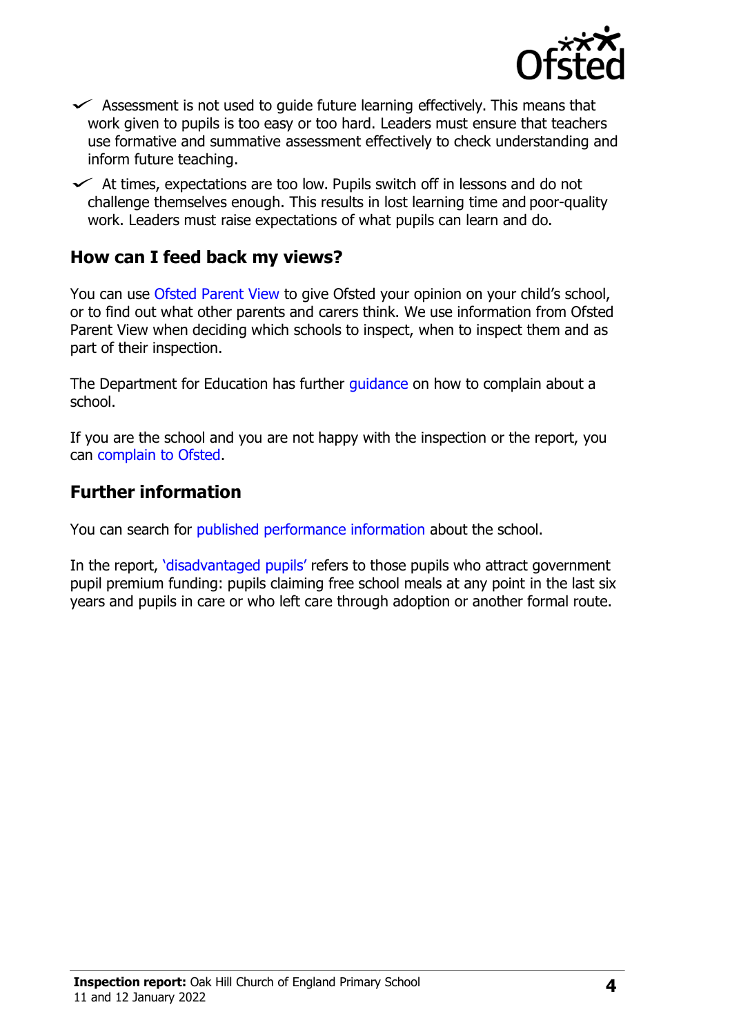- Assessment is not used to guide future learning effectively. This means that work given to pupils is too easy or too hard. Leaders must ensure that teachers use formative and summative assessment effectively to check understanding and inform future teaching.
- At times, expectations are too low. Pupils switch off in lessons and do not challenge themselves enough. This results in lost learning time and poor-quality work. Leaders must raise expectations of what pupils can learn and do.

## How can I feed back my views?

You can use Ofsted Parent View to give Ofsted your opinion on your child's school, or to find out what other parents and carers think. We use information from Ofsted Parent View when deciding which schools to inspect, when to inspect them and as part of their inspection.

The Department for Education has further guidance on how to complain about a school.

If you are the school and you are not happy with the inspection or the report, you can complain to Ofsted.

## Further information

You can search for published performance information about the school.

In the report, 'disadvantaged pupils' refers to those pupils who attract government pupil premium funding: pupils claiming free school meals at any point in the last six years and pupils in care or who left care through adoption or another formal route.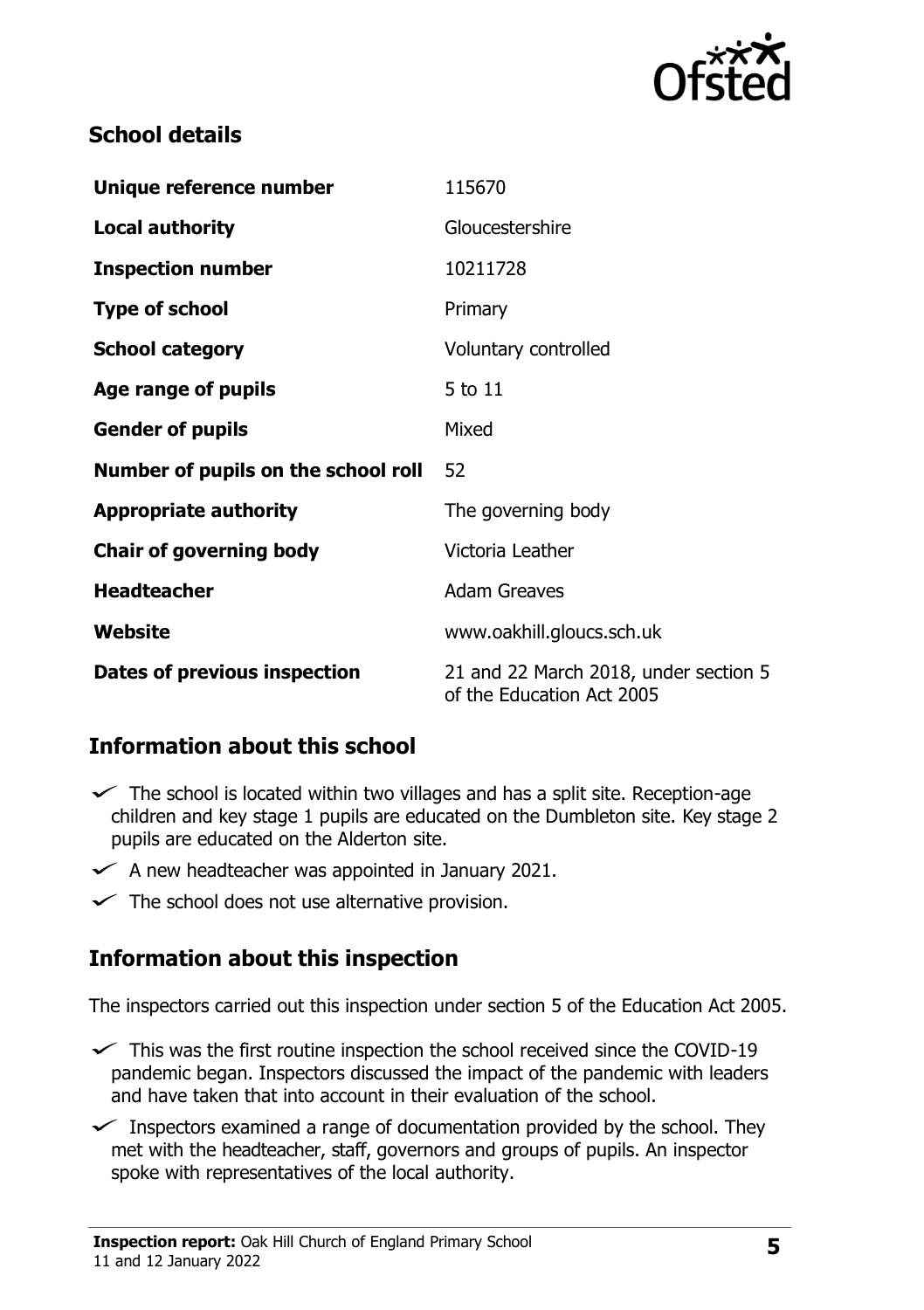## School details

| | |
|---|---|
| **Unique reference number** | 115670 |
| **Local authority** | Gloucestershire |
| **Inspection number** | 10211728 |
| **Type of school** | Primary |
| **School category** | Voluntary controlled |
| **Age range of pupils** | 5 to 11 |
| **Gender of pupils** | Mixed |
| **Number of pupils on the school roll** | 52 |
| **Appropriate authority** | The governing body |
| **Chair of governing body** | Victoria Leather |
| **Headteacher** | Adam Greaves |
| **Website** | www.oakhill.gloucs.sch.uk |
| **Dates of previous inspection** | 21 and 22 March 2018, under section 5 of the Education Act 2005 |

## Information about this school

- The school is located within two villages and has a split site. Reception-age children and key stage 1 pupils are educated on the Dumbleton site. Key stage 2 pupils are educated on the Alderton site.
- A new headteacher was appointed in January 2021.
- The school does not use alternative provision.

## Information about this inspection

The inspectors carried out this inspection under section 5 of the Education Act 2005.

- This was the first routine inspection the school received since the COVID-19 pandemic began. Inspectors discussed the impact of the pandemic with leaders and have taken that into account in their evaluation of the school.
- Inspectors examined a range of documentation provided by the school. They met with the headteacher, staff, governors and groups of pupils. An inspector spoke with representatives of the local authority.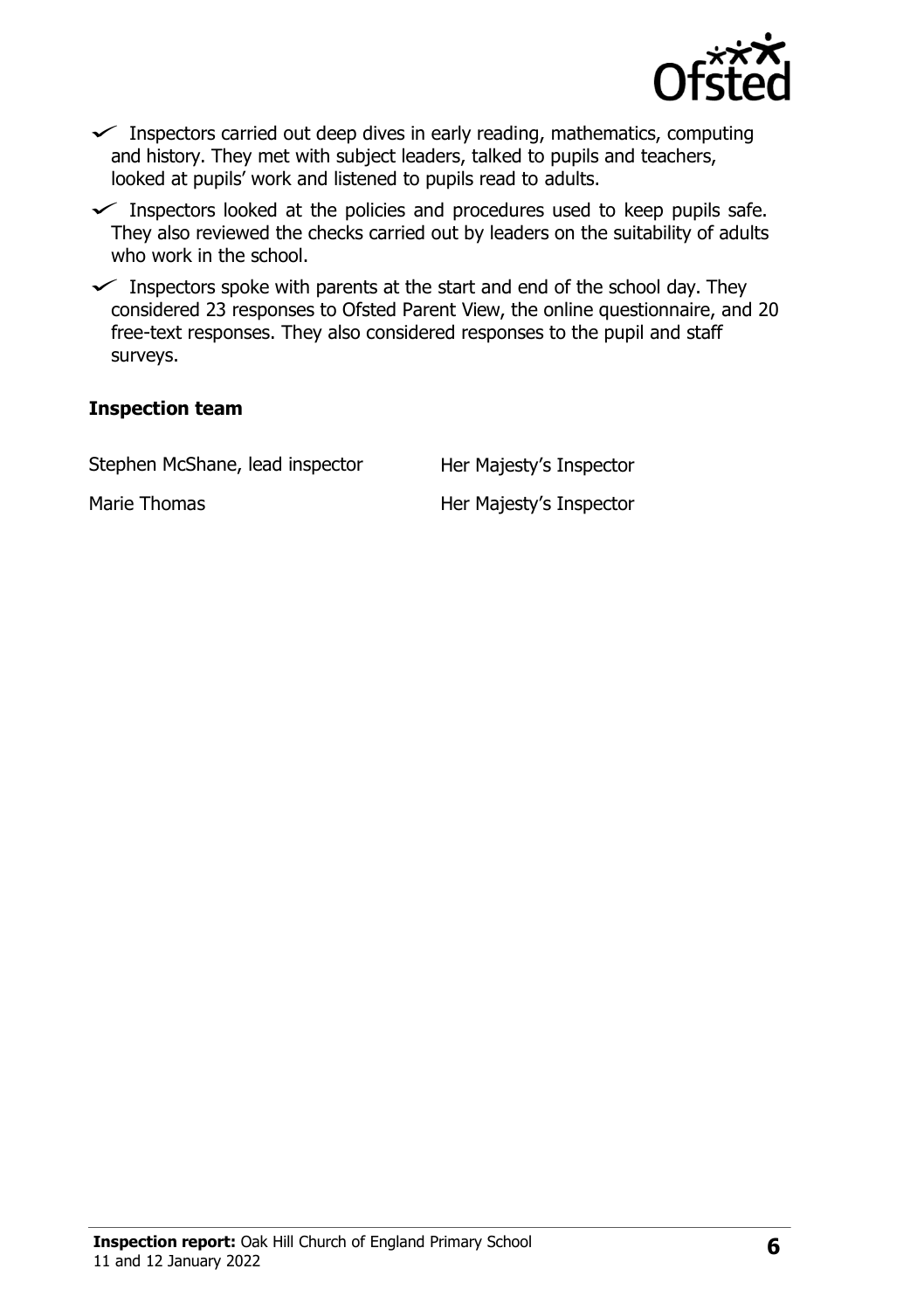- Inspectors carried out deep dives in early reading, mathematics, computing and history. They met with subject leaders, talked to pupils and teachers, looked at pupils' work and listened to pupils read to adults.
- Inspectors looked at the policies and procedures used to keep pupils safe. They also reviewed the checks carried out by leaders on the suitability of adults who work in the school.
- Inspectors spoke with parents at the start and end of the school day. They considered 23 responses to Ofsted Parent View, the online questionnaire, and 20 free-text responses. They also considered responses to the pupil and staff surveys.

## Inspection team

| | |
|---|---|
| Stephen McShane, lead inspector | Her Majesty's Inspector |
| Marie Thomas | Her Majesty's Inspector |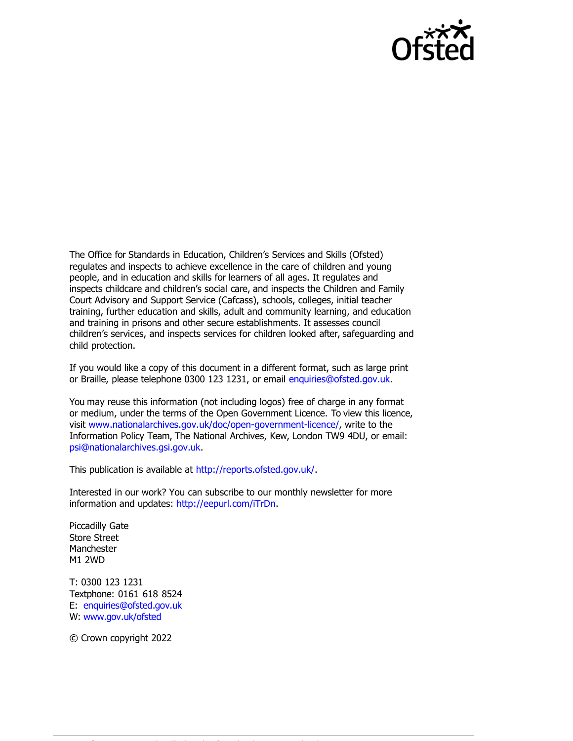The Office for Standards in Education, Children's Services and Skills (Ofsted) regulates and inspects to achieve excellence in the care of children and young people, and in education and skills for learners of all ages. It regulates and inspects childcare and children's social care, and inspects the Children and Family Court Advisory and Support Service (Cafcass), schools, colleges, initial teacher training, further education and skills, adult and community learning, and education and training in prisons and other secure establishments. It assesses council children's services, and inspects services for children looked after, safeguarding and child protection.

If you would like a copy of this document in a different format, such as large print or Braille, please telephone 0300 123 1231, or email enquiries@ofsted.gov.uk.

You may reuse this information (not including logos) free of charge in any format or medium, under the terms of the Open Government Licence. To view this licence, visit www.nationalarchives.gov.uk/doc/open-government-licence/, write to the Information Policy Team, The National Archives, Kew, London TW9 4DU, or email: psi@nationalarchives.gsi.gov.uk.

This publication is available at http://reports.ofsted.gov.uk/.

Interested in our work? You can subscribe to our monthly newsletter for more information and updates: http://eepurl.com/iTrDn.

Piccadilly Gate
Store Street
Manchester
M1 2WD

T: 0300 123 1231
Textphone: 0161 618 8524
E: enquiries@ofsted.gov.uk
W: www.gov.uk/ofsted

© Crown copyright 2022